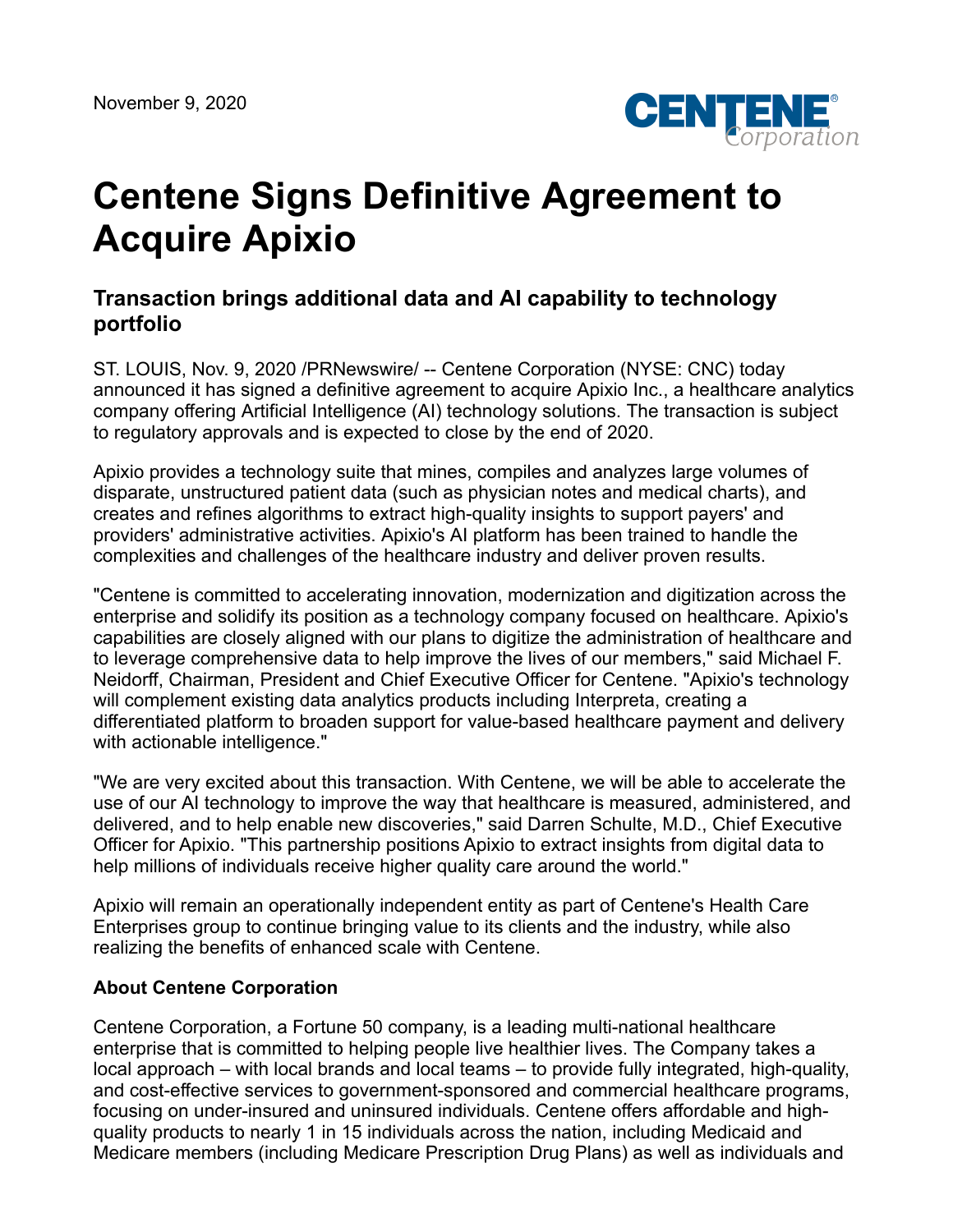November 9, 2020

# Centene Signs Definitive Agreement to Acquire Apixio

## Transaction brings additional data and AI capability to technology portfolio

ST. LOUIS, Nov. 9, 2020 /PRNewswire/ -- Centene Corporation (NYSE: CNC) today announced it has signed a definitive agreement to acquire Apixio Inc., a healthcare analytics company offering Artificial Intelligence (AI) technology solutions. The transaction is subject to regulatory approvals and is expected to close by the end of 2020.

Apixio provides a technology suite that mines, compiles and analyzes large volumes of disparate, unstructured patient data (such as physician notes and medical charts), and creates and refines algorithms to extract high-quality insights to support payers' and providers' administrative activities. Apixio's AI platform has been trained to handle the complexities and challenges of the healthcare industry and deliver proven results.

"Centene is committed to accelerating innovation, modernization and digitization across the enterprise and solidify its position as a technology company focused on healthcare. Apixio's capabilities are closely aligned with our plans to digitize the administration of healthcare and to leverage comprehensive data to help improve the lives of our members," said Michael F. Neidorff, Chairman, President and Chief Executive Officer for Centene. "Apixio's technology will complement existing data analytics products including Interpreta, creating a differentiated platform to broaden support for value-based healthcare payment and delivery with actionable intelligence."

"We are very excited about this transaction. With Centene, we will be able to accelerate the use of our AI technology to improve the way that healthcare is measured, administered, and delivered, and to help enable new discoveries," said Darren Schulte, M.D., Chief Executive Officer for Apixio. "This partnership positions Apixio to extract insights from digital data to help millions of individuals receive higher quality care around the world."

Apixio will remain an operationally independent entity as part of Centene's Health Care Enterprises group to continue bringing value to its clients and the industry, while also realizing the benefits of enhanced scale with Centene.

**About Centene Corporation**

Centene Corporation, a Fortune 50 company, is a leading multi-national healthcare enterprise that is committed to helping people live healthier lives. The Company takes a local approach – with local brands and local teams – to provide fully integrated, high-quality, and cost-effective services to government-sponsored and commercial healthcare programs, focusing on under-insured and uninsured individuals. Centene offers affordable and high-quality products to nearly 1 in 15 individuals across the nation, including Medicaid and Medicare members (including Medicare Prescription Drug Plans) as well as individuals and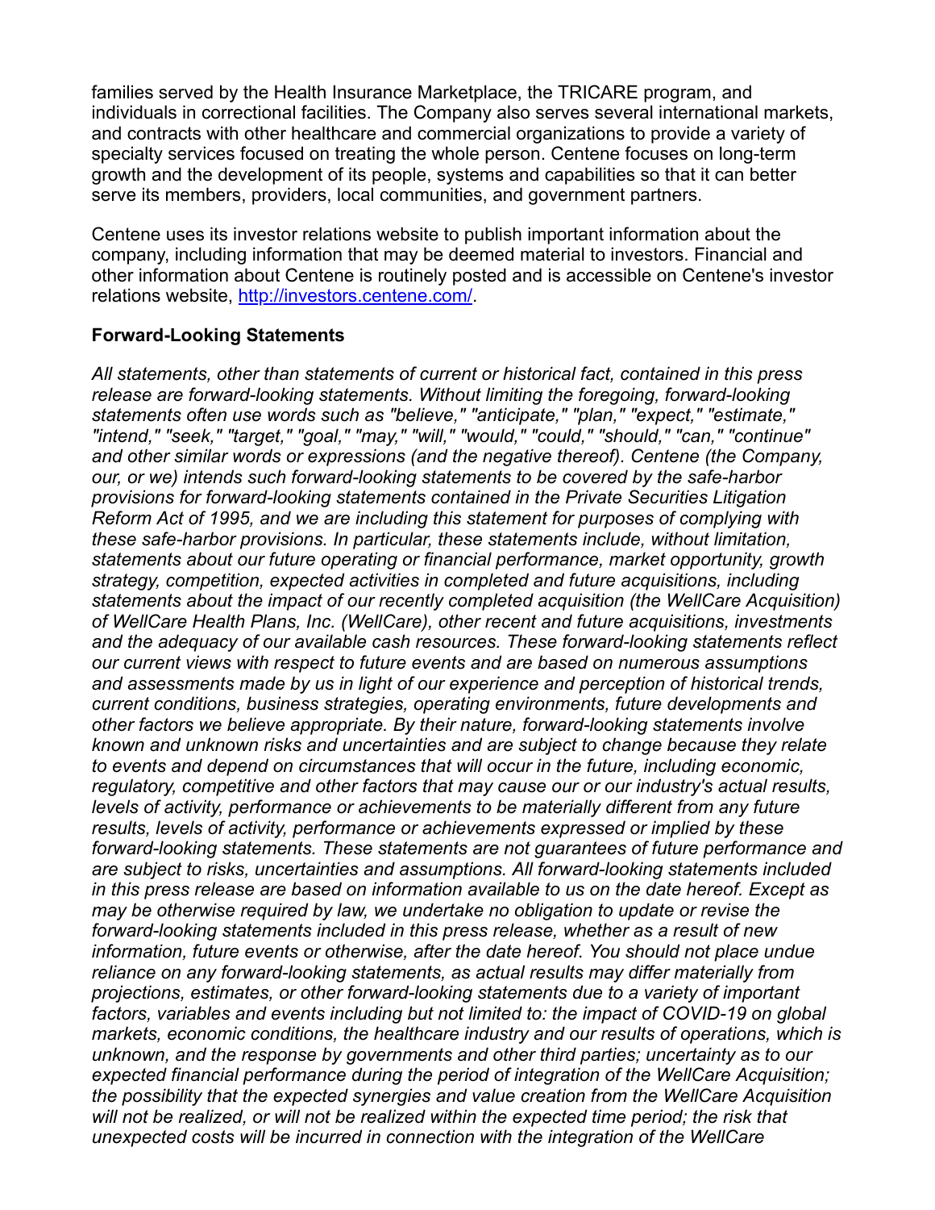families served by the Health Insurance Marketplace, the TRICARE program, and individuals in correctional facilities. The Company also serves several international markets, and contracts with other healthcare and commercial organizations to provide a variety of specialty services focused on treating the whole person. Centene focuses on long-term growth and the development of its people, systems and capabilities so that it can better serve its members, providers, local communities, and government partners.

Centene uses its investor relations website to publish important information about the company, including information that may be deemed material to investors. Financial and other information about Centene is routinely posted and is accessible on Centene's investor relations website, [http://investors.centene.com/](http://investors.centene.com/).

**Forward-Looking Statements**

*All statements, other than statements of current or historical fact, contained in this press release are forward-looking statements. Without limiting the foregoing, forward-looking statements often use words such as "believe," "anticipate," "plan," "expect," "estimate," "intend," "seek," "target," "goal," "may," "will," "would," "could," "should," "can," "continue" and other similar words or expressions (and the negative thereof). Centene (the Company, our, or we) intends such forward-looking statements to be covered by the safe-harbor provisions for forward-looking statements contained in the Private Securities Litigation Reform Act of 1995, and we are including this statement for purposes of complying with these safe-harbor provisions. In particular, these statements include, without limitation, statements about our future operating or financial performance, market opportunity, growth strategy, competition, expected activities in completed and future acquisitions, including statements about the impact of our recently completed acquisition (the WellCare Acquisition) of WellCare Health Plans, Inc. (WellCare), other recent and future acquisitions, investments and the adequacy of our available cash resources. These forward-looking statements reflect our current views with respect to future events and are based on numerous assumptions and assessments made by us in light of our experience and perception of historical trends, current conditions, business strategies, operating environments, future developments and other factors we believe appropriate. By their nature, forward-looking statements involve known and unknown risks and uncertainties and are subject to change because they relate to events and depend on circumstances that will occur in the future, including economic, regulatory, competitive and other factors that may cause our or our industry's actual results, levels of activity, performance or achievements to be materially different from any future results, levels of activity, performance or achievements expressed or implied by these forward-looking statements. These statements are not guarantees of future performance and are subject to risks, uncertainties and assumptions. All forward-looking statements included in this press release are based on information available to us on the date hereof. Except as may be otherwise required by law, we undertake no obligation to update or revise the forward-looking statements included in this press release, whether as a result of new information, future events or otherwise, after the date hereof. You should not place undue reliance on any forward-looking statements, as actual results may differ materially from projections, estimates, or other forward-looking statements due to a variety of important factors, variables and events including but not limited to: the impact of COVID-19 on global markets, economic conditions, the healthcare industry and our results of operations, which is unknown, and the response by governments and other third parties; uncertainty as to our expected financial performance during the period of integration of the WellCare Acquisition; the possibility that the expected synergies and value creation from the WellCare Acquisition will not be realized, or will not be realized within the expected time period; the risk that unexpected costs will be incurred in connection with the integration of the WellCare*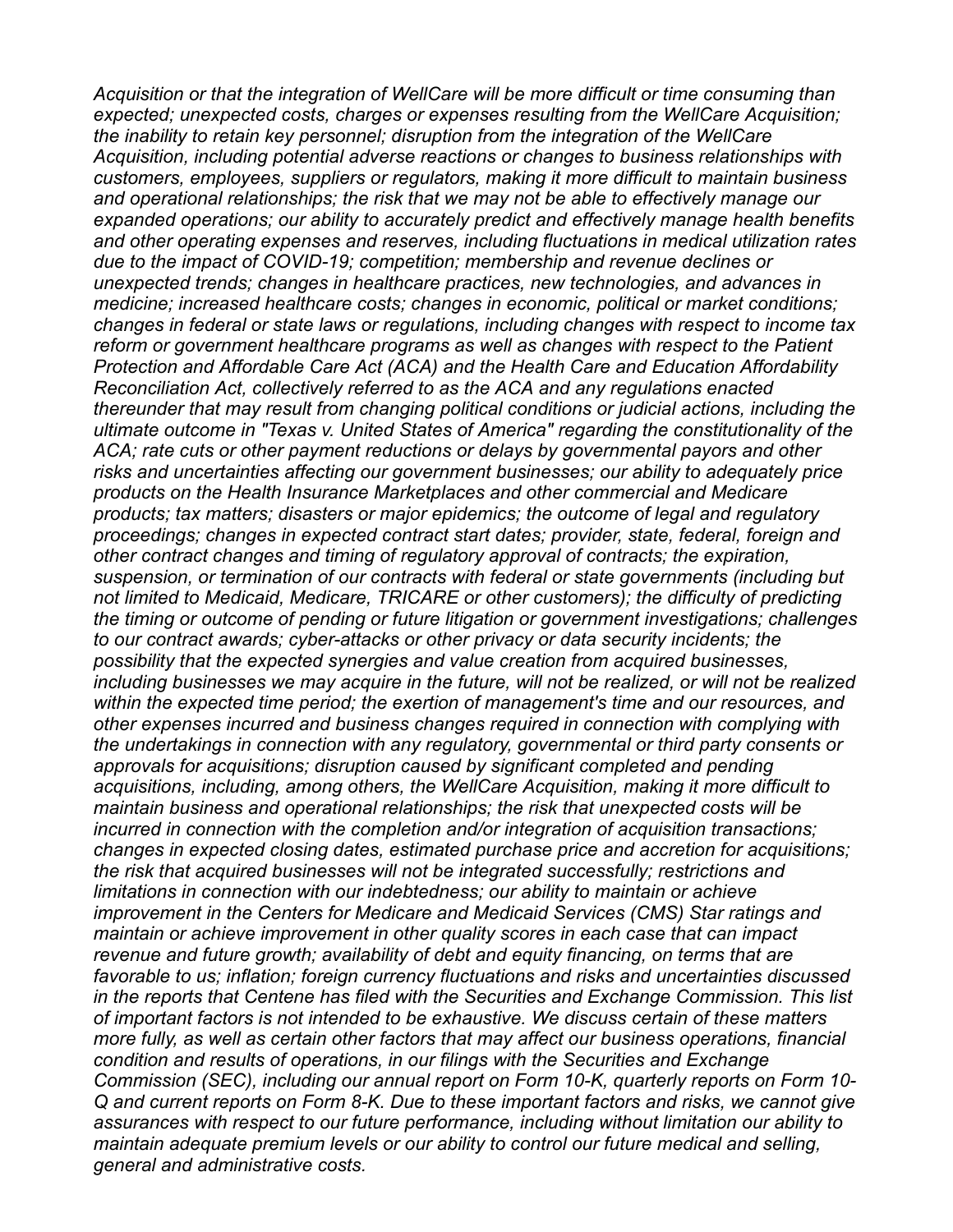*Acquisition or that the integration of WellCare will be more difficult or time consuming than expected; unexpected costs, charges or expenses resulting from the WellCare Acquisition; the inability to retain key personnel; disruption from the integration of the WellCare Acquisition, including potential adverse reactions or changes to business relationships with customers, employees, suppliers or regulators, making it more difficult to maintain business and operational relationships; the risk that we may not be able to effectively manage our expanded operations; our ability to accurately predict and effectively manage health benefits and other operating expenses and reserves, including fluctuations in medical utilization rates due to the impact of COVID-19; competition; membership and revenue declines or unexpected trends; changes in healthcare practices, new technologies, and advances in medicine; increased healthcare costs; changes in economic, political or market conditions; changes in federal or state laws or regulations, including changes with respect to income tax reform or government healthcare programs as well as changes with respect to the Patient Protection and Affordable Care Act (ACA) and the Health Care and Education Affordability Reconciliation Act, collectively referred to as the ACA and any regulations enacted thereunder that may result from changing political conditions or judicial actions, including the ultimate outcome in "Texas v. United States of America" regarding the constitutionality of the ACA; rate cuts or other payment reductions or delays by governmental payors and other risks and uncertainties affecting our government businesses; our ability to adequately price products on the Health Insurance Marketplaces and other commercial and Medicare products; tax matters; disasters or major epidemics; the outcome of legal and regulatory proceedings; changes in expected contract start dates; provider, state, federal, foreign and other contract changes and timing of regulatory approval of contracts; the expiration, suspension, or termination of our contracts with federal or state governments (including but not limited to Medicaid, Medicare, TRICARE or other customers); the difficulty of predicting the timing or outcome of pending or future litigation or government investigations; challenges to our contract awards; cyber-attacks or other privacy or data security incidents; the possibility that the expected synergies and value creation from acquired businesses, including businesses we may acquire in the future, will not be realized, or will not be realized within the expected time period; the exertion of management's time and our resources, and other expenses incurred and business changes required in connection with complying with the undertakings in connection with any regulatory, governmental or third party consents or approvals for acquisitions; disruption caused by significant completed and pending acquisitions, including, among others, the WellCare Acquisition, making it more difficult to maintain business and operational relationships; the risk that unexpected costs will be incurred in connection with the completion and/or integration of acquisition transactions; changes in expected closing dates, estimated purchase price and accretion for acquisitions; the risk that acquired businesses will not be integrated successfully; restrictions and limitations in connection with our indebtedness; our ability to maintain or achieve improvement in the Centers for Medicare and Medicaid Services (CMS) Star ratings and maintain or achieve improvement in other quality scores in each case that can impact revenue and future growth; availability of debt and equity financing, on terms that are favorable to us; inflation; foreign currency fluctuations and risks and uncertainties discussed in the reports that Centene has filed with the Securities and Exchange Commission. This list of important factors is not intended to be exhaustive. We discuss certain of these matters more fully, as well as certain other factors that may affect our business operations, financial condition and results of operations, in our filings with the Securities and Exchange Commission (SEC), including our annual report on Form 10-K, quarterly reports on Form 10-Q and current reports on Form 8-K. Due to these important factors and risks, we cannot give assurances with respect to our future performance, including without limitation our ability to maintain adequate premium levels or our ability to control our future medical and selling, general and administrative costs.*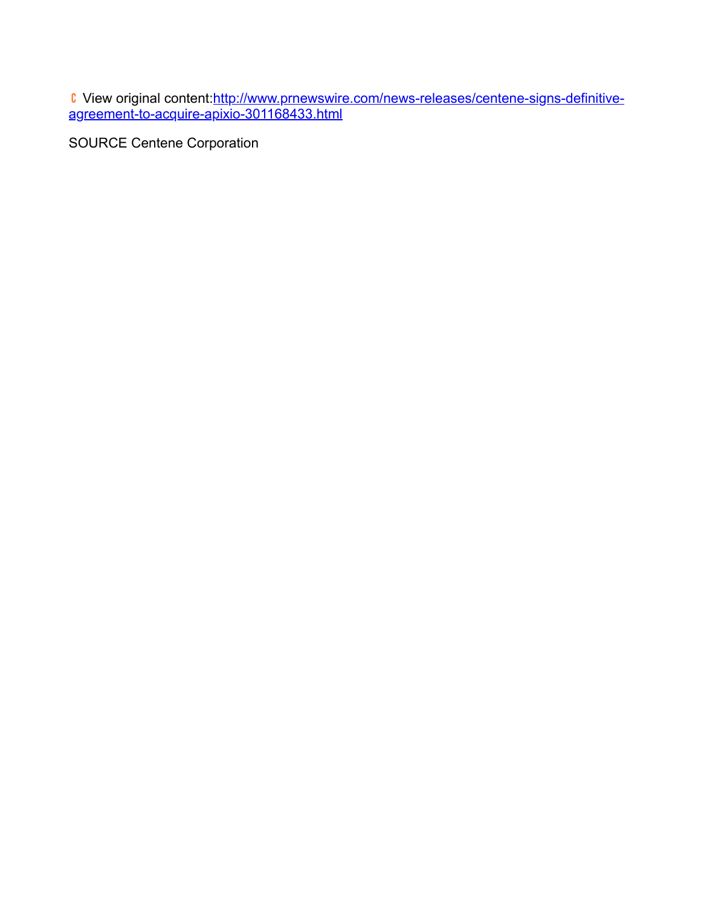View original content:[http://www.prnewswire.com/news-releases/centene-signs-definitive-agreement-to-acquire-apixio-301168433.html](http://www.prnewswire.com/news-releases/centene-signs-definitive-agreement-to-acquire-apixio-301168433.html)

SOURCE Centene Corporation